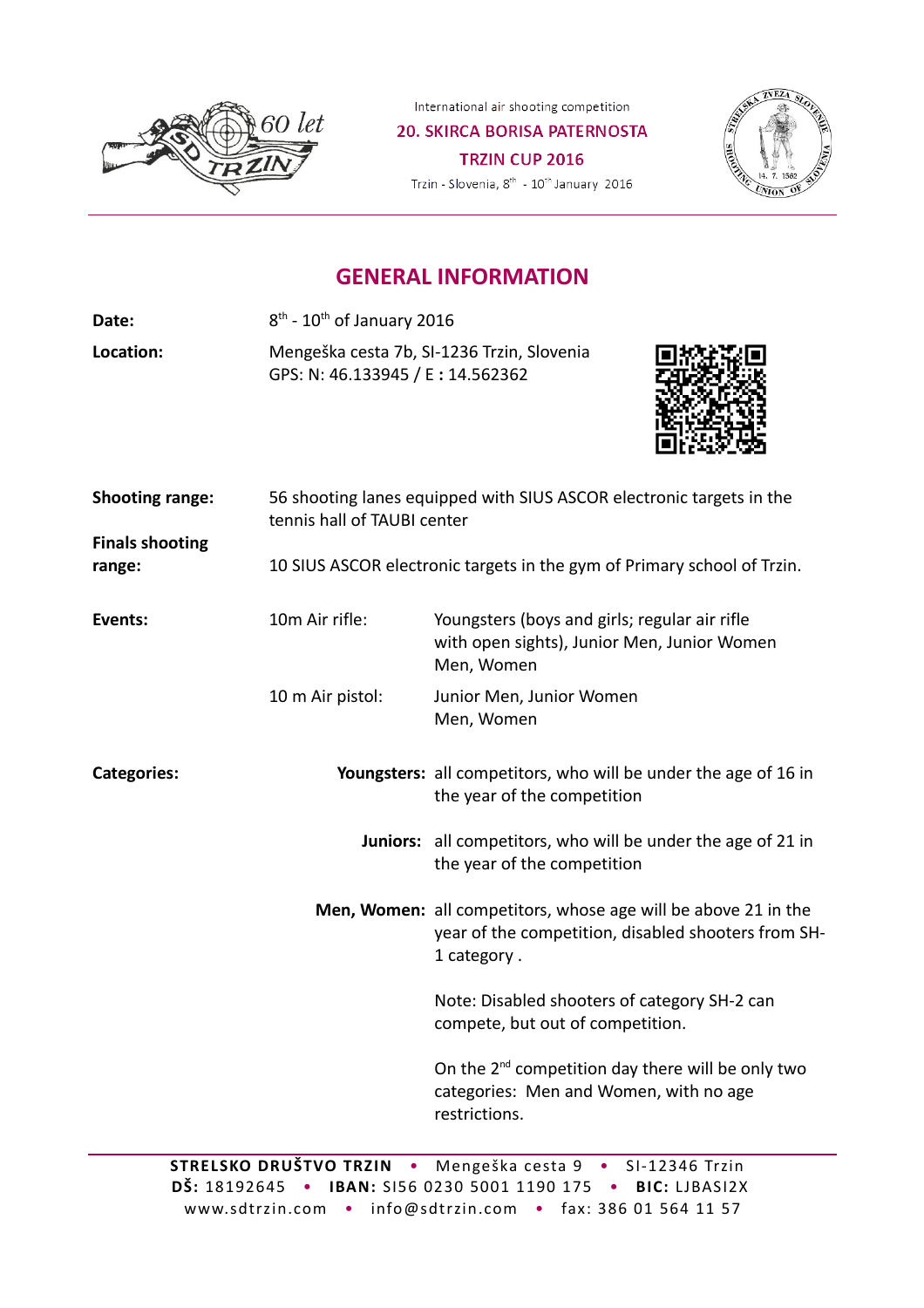International air shooting competition

**20. SKIRCA BORISA PATERNOSTA**

**TRZIN CUP 2016**

Trzin - Slovenia, 8th - 10th January 2016

# GENERAL INFORMATION

**Date:** 8th - 10th of January 2016

**Location:** Mengeška cesta 7b, SI-1236 Trzin, Slovenia
GPS: N: 46.133945 / E : 14.562362

**Shooting range:** 56 shooting lanes equipped with SIUS ASCOR electronic targets in the tennis hall of TAUBI center

**Finals shooting range:** 10 SIUS ASCOR electronic targets in the gym of Primary school of Trzin.

**Events:**

- 10m Air rifle: Youngsters (boys and girls; regular air rifle with open sights), Junior Men, Junior Women Men, Women
- 10 m Air pistol: Junior Men, Junior Women Men, Women

**Categories:**

**Youngsters:** all competitors, who will be under the age of 16 in the year of the competition

**Juniors:** all competitors, who will be under the age of 21 in the year of the competition

**Men, Women:** all competitors, whose age will be above 21 in the year of the competition, disabled shooters from SH-1 category .

Note: Disabled shooters of category SH-2 can compete, but out of competition.

On the 2nd competition day there will be only two categories: Men and Women, with no age restrictions.

**STRELSKO DRUŠTVO TRZIN** • Mengeška cesta 9 • SI-12346 Trzin
**DŠ:** 18192645 • **IBAN:** SI56 0230 5001 1190 175 • **BIC:** LJBASI2X
www.sdtrzin.com • info@sdtrzin.com • fax: 386 01 564 11 57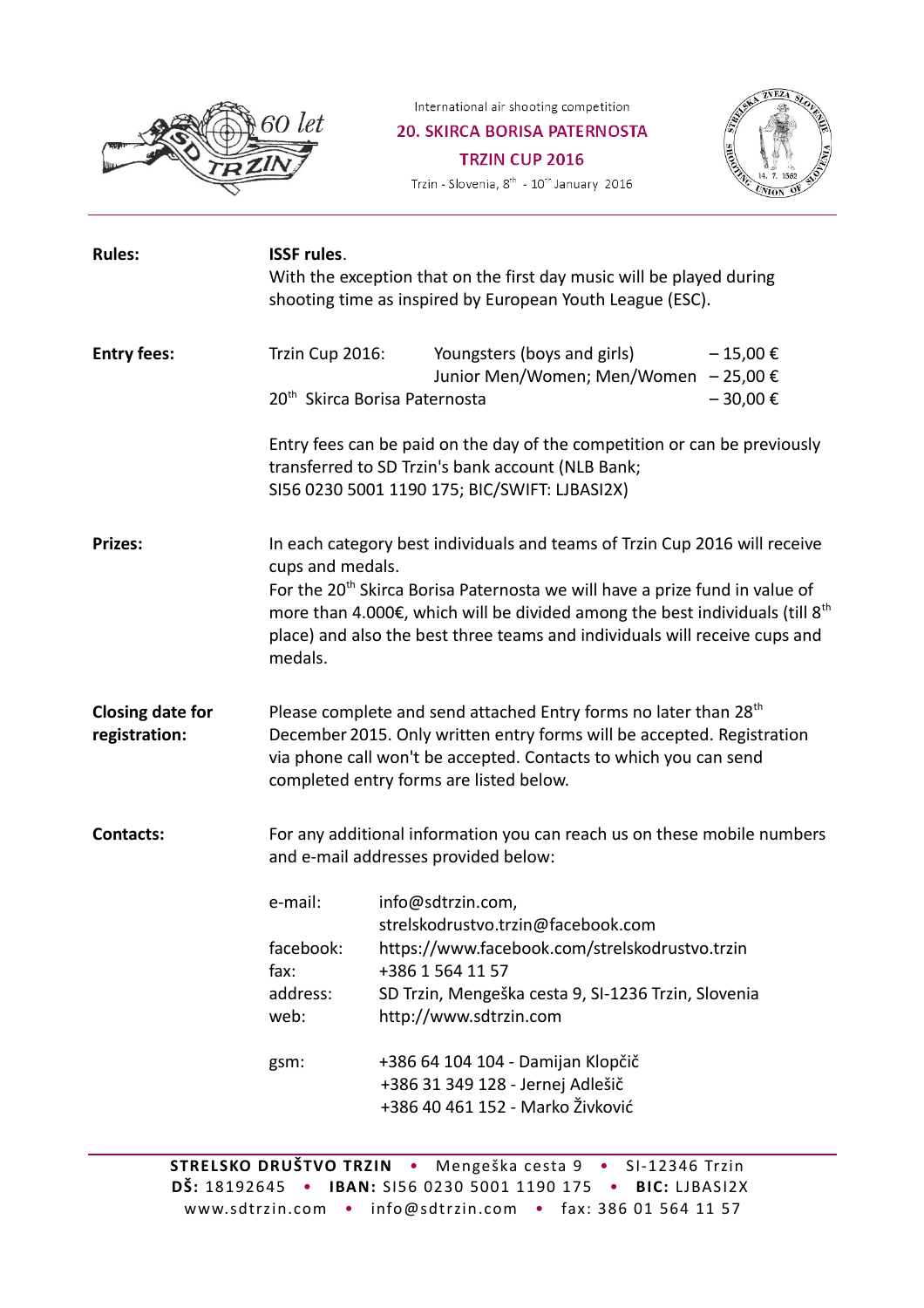International air shooting competition

**20. SKIRCA BORISA PATERNOSTA**

**TRZIN CUP 2016**

Trzin - Slovenia, 8th - 10th January 2016

| | |
|---|---|
| **Rules:** | **ISSF rules**. With the exception that on the first day music will be played during shooting time as inspired by European Youth League (ESC). |
| **Entry fees:** | Trzin Cup 2016: Youngsters (boys and girls) – 15,00 €; Junior Men/Women; Men/Women – 25,00 €; 20th Skirca Borisa Paternosta – 30,00 €<br><br>Entry fees can be paid on the day of the competition or can be previously transferred to SD Trzin's bank account (NLB Bank; SI56 0230 5001 1190 175; BIC/SWIFT: LJBASI2X) |
| **Prizes:** | In each category best individuals and teams of Trzin Cup 2016 will receive cups and medals. For the 20th Skirca Borisa Paternosta we will have a prize fund in value of more than 4.000€, which will be divided among the best individuals (till 8th place) and also the best three teams and individuals will receive cups and medals. |
| **Closing date for registration:** | Please complete and send attached Entry forms no later than 28th December 2015. Only written entry forms will be accepted. Registration via phone call won't be accepted. Contacts to which you can send completed entry forms are listed below. |
| **Contacts:** | For any additional information you can reach us on these mobile numbers and e-mail addresses provided below: |

| | |
|---|---|
| e-mail: | info@sdtrzin.com, strelskodrustvo.trzin@facebook.com |
| facebook: | https://www.facebook.com/strelskodrustvo.trzin |
| fax: | +386 1 564 11 57 |
| address: | SD Trzin, Mengeška cesta 9, SI-1236 Trzin, Slovenia |
| web: | http://www.sdtrzin.com |
| gsm: | +386 64 104 104 - Damijan Klopčič<br>+386 31 349 128 - Jernej Adlešič<br>+386 40 461 152 - Marko Živković |

**STRELSKO DRUŠTVO TRZIN** • Mengeška cesta 9 • SI-12346 Trzin
**DŠ:** 18192645 • **IBAN:** SI56 0230 5001 1190 175 • **BIC:** LJBASI2X
www.sdtrzin.com • info@sdtrzin.com • fax: 386 01 564 11 57